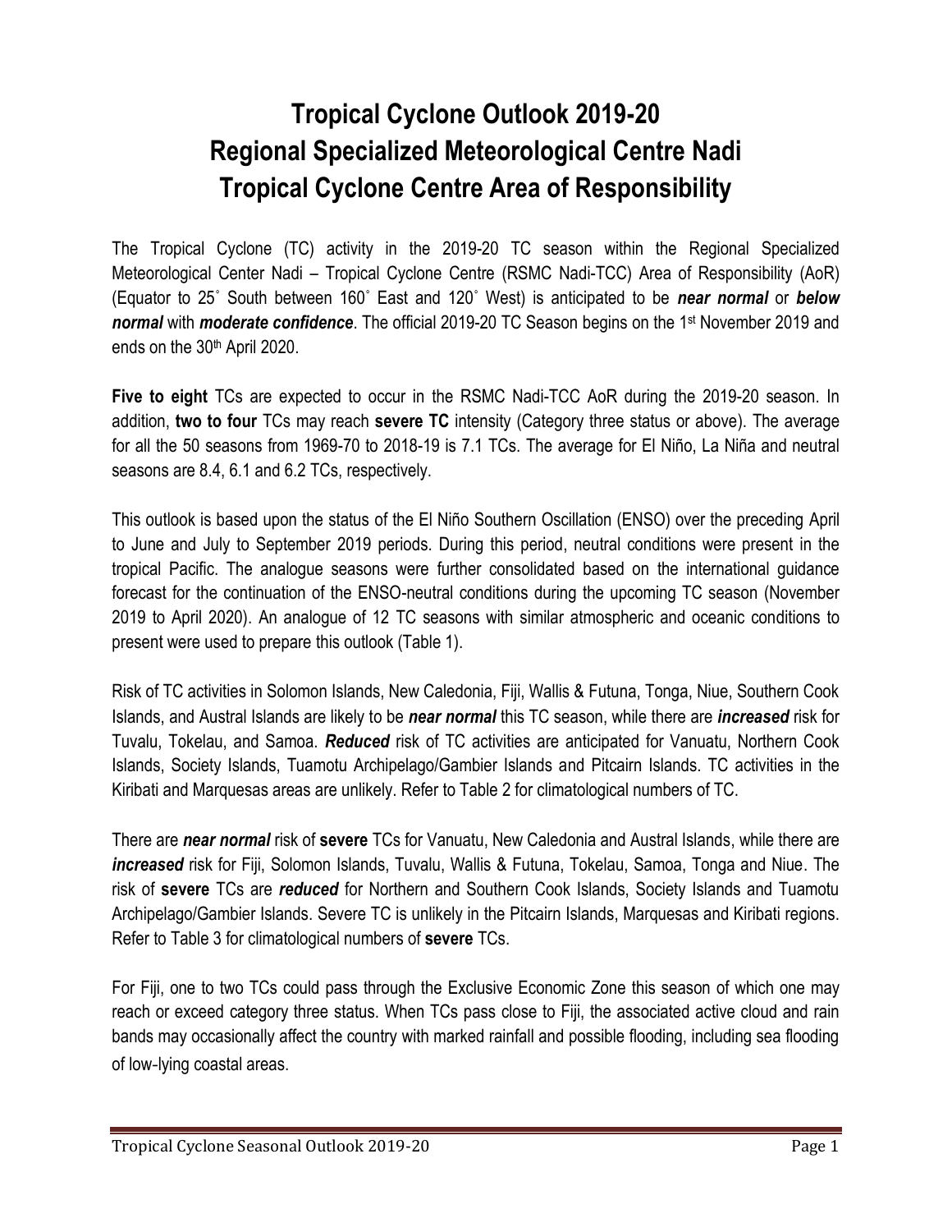# Tropical Cyclone Outlook 2019-20
# Regional Specialized Meteorological Centre Nadi
# Tropical Cyclone Centre Area of Responsibility

The Tropical Cyclone (TC) activity in the 2019-20 TC season within the Regional Specialized Meteorological Center Nadi – Tropical Cyclone Centre (RSMC Nadi-TCC) Area of Responsibility (AoR) (Equator to 25˚ South between 160˚ East and 120˚ West) is anticipated to be ***near normal*** or ***below normal*** with ***moderate confidence***. The official 2019-20 TC Season begins on the 1st November 2019 and ends on the 30th April 2020.

**Five to eight** TCs are expected to occur in the RSMC Nadi-TCC AoR during the 2019-20 season. In addition, **two to four** TCs may reach **severe TC** intensity (Category three status or above). The average for all the 50 seasons from 1969-70 to 2018-19 is 7.1 TCs. The average for El Niño, La Niña and neutral seasons are 8.4, 6.1 and 6.2 TCs, respectively.

This outlook is based upon the status of the El Niño Southern Oscillation (ENSO) over the preceding April to June and July to September 2019 periods. During this period, neutral conditions were present in the tropical Pacific. The analogue seasons were further consolidated based on the international guidance forecast for the continuation of the ENSO-neutral conditions during the upcoming TC season (November 2019 to April 2020). An analogue of 12 TC seasons with similar atmospheric and oceanic conditions to present were used to prepare this outlook (Table 1).

Risk of TC activities in Solomon Islands, New Caledonia, Fiji, Wallis & Futuna, Tonga, Niue, Southern Cook Islands, and Austral Islands are likely to be ***near normal*** this TC season, while there are ***increased*** risk for Tuvalu, Tokelau, and Samoa. ***Reduced*** risk of TC activities are anticipated for Vanuatu, Northern Cook Islands, Society Islands, Tuamotu Archipelago/Gambier Islands and Pitcairn Islands. TC activities in the Kiribati and Marquesas areas are unlikely. Refer to Table 2 for climatological numbers of TC.

There are ***near normal*** risk of **severe** TCs for Vanuatu, New Caledonia and Austral Islands, while there are ***increased*** risk for Fiji, Solomon Islands, Tuvalu, Wallis & Futuna, Tokelau, Samoa, Tonga and Niue. The risk of **severe** TCs are ***reduced*** for Northern and Southern Cook Islands, Society Islands and Tuamotu Archipelago/Gambier Islands. Severe TC is unlikely in the Pitcairn Islands, Marquesas and Kiribati regions. Refer to Table 3 for climatological numbers of **severe** TCs.

For Fiji, one to two TCs could pass through the Exclusive Economic Zone this season of which one may reach or exceed category three status. When TCs pass close to Fiji, the associated active cloud and rain bands may occasionally affect the country with marked rainfall and possible flooding, including sea flooding of low-lying coastal areas.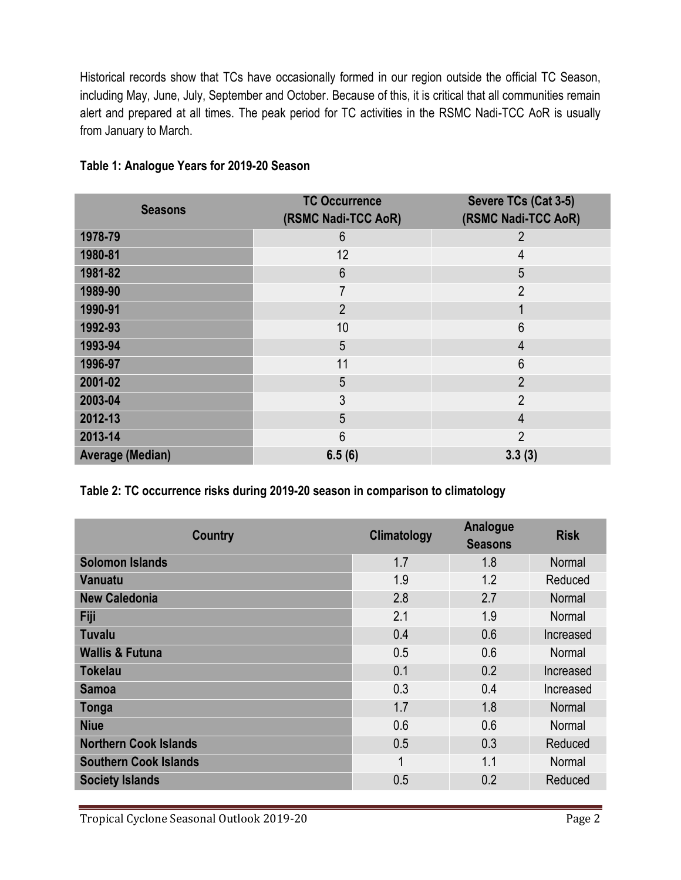Historical records show that TCs have occasionally formed in our region outside the official TC Season, including May, June, July, September and October. Because of this, it is critical that all communities remain alert and prepared at all times. The peak period for TC activities in the RSMC Nadi-TCC AoR is usually from January to March.

**Table 1: Analogue Years for 2019-20 Season**

| Seasons | TC Occurrence (RSMC Nadi-TCC AoR) | Severe TCs (Cat 3-5) (RSMC Nadi-TCC AoR) |
|---|---|---|
| 1978-79 | 6 | 2 |
| 1980-81 | 12 | 4 |
| 1981-82 | 6 | 5 |
| 1989-90 | 7 | 2 |
| 1990-91 | 2 | 1 |
| 1992-93 | 10 | 6 |
| 1993-94 | 5 | 4 |
| 1996-97 | 11 | 6 |
| 2001-02 | 5 | 2 |
| 2003-04 | 3 | 2 |
| 2012-13 | 5 | 4 |
| 2013-14 | 6 | 2 |
| **Average (Median)** | **6.5 (6)** | **3.3 (3)** |

**Table 2: TC occurrence risks during 2019-20 season in comparison to climatology**

| Country | Climatology | Analogue Seasons | Risk |
|---|---|---|---|
| Solomon Islands | 1.7 | 1.8 | Normal |
| Vanuatu | 1.9 | 1.2 | Reduced |
| New Caledonia | 2.8 | 2.7 | Normal |
| Fiji | 2.1 | 1.9 | Normal |
| Tuvalu | 0.4 | 0.6 | Increased |
| Wallis & Futuna | 0.5 | 0.6 | Normal |
| Tokelau | 0.1 | 0.2 | Increased |
| Samoa | 0.3 | 0.4 | Increased |
| Tonga | 1.7 | 1.8 | Normal |
| Niue | 0.6 | 0.6 | Normal |
| Northern Cook Islands | 0.5 | 0.3 | Reduced |
| Southern Cook Islands | 1 | 1.1 | Normal |
| Society Islands | 0.5 | 0.2 | Reduced |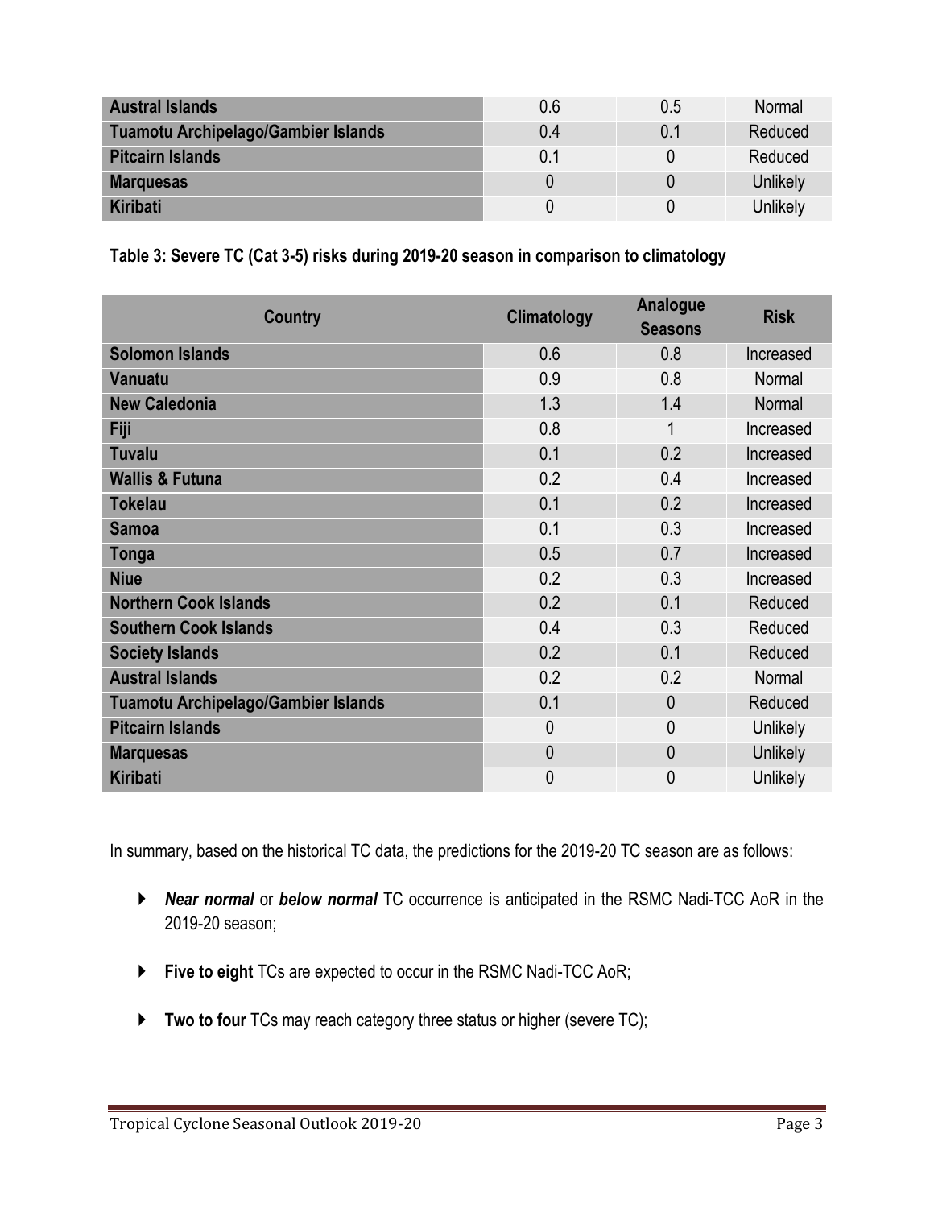| Austral Islands | 0.6 | 0.5 | Normal |
|---|---|---|---|
| Tuamotu Archipelago/Gambier Islands | 0.4 | 0.1 | Reduced |
| Pitcairn Islands | 0.1 | 0 | Reduced |
| Marquesas | 0 | 0 | Unlikely |
| Kiribati | 0 | 0 | Unlikely |

**Table 3: Severe TC (Cat 3-5) risks during 2019-20 season in comparison to climatology**

| Country | Climatology | Analogue Seasons | Risk |
|---|---|---|---|
| Solomon Islands | 0.6 | 0.8 | Increased |
| Vanuatu | 0.9 | 0.8 | Normal |
| New Caledonia | 1.3 | 1.4 | Normal |
| Fiji | 0.8 | 1 | Increased |
| Tuvalu | 0.1 | 0.2 | Increased |
| Wallis & Futuna | 0.2 | 0.4 | Increased |
| Tokelau | 0.1 | 0.2 | Increased |
| Samoa | 0.1 | 0.3 | Increased |
| Tonga | 0.5 | 0.7 | Increased |
| Niue | 0.2 | 0.3 | Increased |
| Northern Cook Islands | 0.2 | 0.1 | Reduced |
| Southern Cook Islands | 0.4 | 0.3 | Reduced |
| Society Islands | 0.2 | 0.1 | Reduced |
| Austral Islands | 0.2 | 0.2 | Normal |
| Tuamotu Archipelago/Gambier Islands | 0.1 | 0 | Reduced |
| Pitcairn Islands | 0 | 0 | Unlikely |
| Marquesas | 0 | 0 | Unlikely |
| Kiribati | 0 | 0 | Unlikely |

In summary, based on the historical TC data, the predictions for the 2019-20 TC season are as follows:

- ***Near normal*** or ***below normal*** TC occurrence is anticipated in the RSMC Nadi-TCC AoR in the 2019-20 season;
- **Five to eight** TCs are expected to occur in the RSMC Nadi-TCC AoR;
- **Two to four** TCs may reach category three status or higher (severe TC);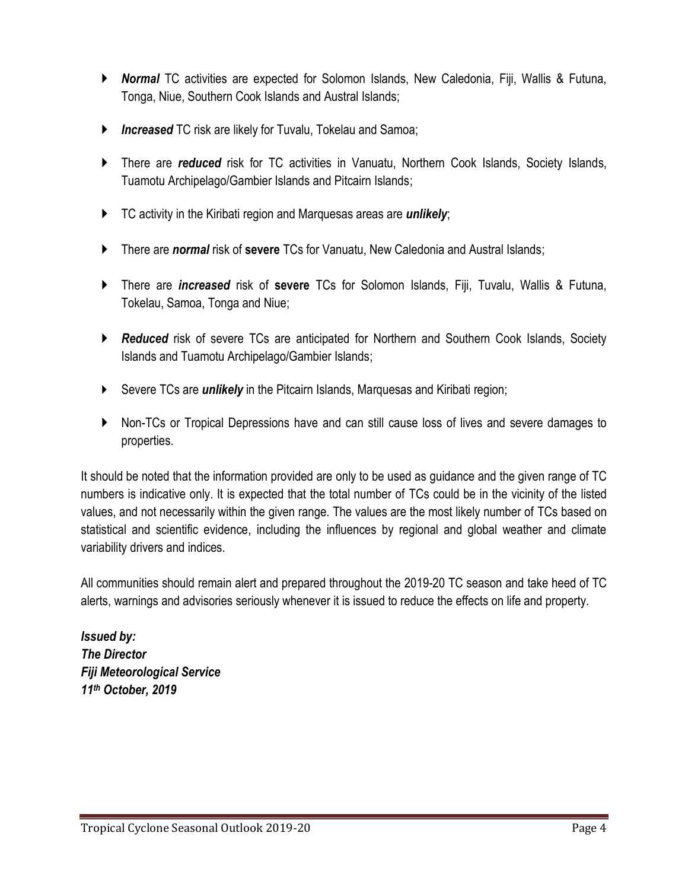- ***Normal*** TC activities are expected for Solomon Islands, New Caledonia, Fiji, Wallis & Futuna, Tonga, Niue, Southern Cook Islands and Austral Islands;
- ***Increased*** TC risk are likely for Tuvalu, Tokelau and Samoa;
- There are ***reduced*** risk for TC activities in Vanuatu, Northern Cook Islands, Society Islands, Tuamotu Archipelago/Gambier Islands and Pitcairn Islands;
- TC activity in the Kiribati region and Marquesas areas are ***unlikely***;
- There are ***normal*** risk of **severe** TCs for Vanuatu, New Caledonia and Austral Islands;
- There are ***increased*** risk of **severe** TCs for Solomon Islands, Fiji, Tuvalu, Wallis & Futuna, Tokelau, Samoa, Tonga and Niue;
- ***Reduced*** risk of severe TCs are anticipated for Northern and Southern Cook Islands, Society Islands and Tuamotu Archipelago/Gambier Islands;
- Severe TCs are ***unlikely*** in the Pitcairn Islands, Marquesas and Kiribati region;
- Non-TCs or Tropical Depressions have and can still cause loss of lives and severe damages to properties.

It should be noted that the information provided are only to be used as guidance and the given range of TC numbers is indicative only. It is expected that the total number of TCs could be in the vicinity of the listed values, and not necessarily within the given range. The values are the most likely number of TCs based on statistical and scientific evidence, including the influences by regional and global weather and climate variability drivers and indices.

All communities should remain alert and prepared throughout the 2019-20 TC season and take heed of TC alerts, warnings and advisories seriously whenever it is issued to reduce the effects on life and property.

***Issued by:***
***The Director***
***Fiji Meteorological Service***
***11th October, 2019***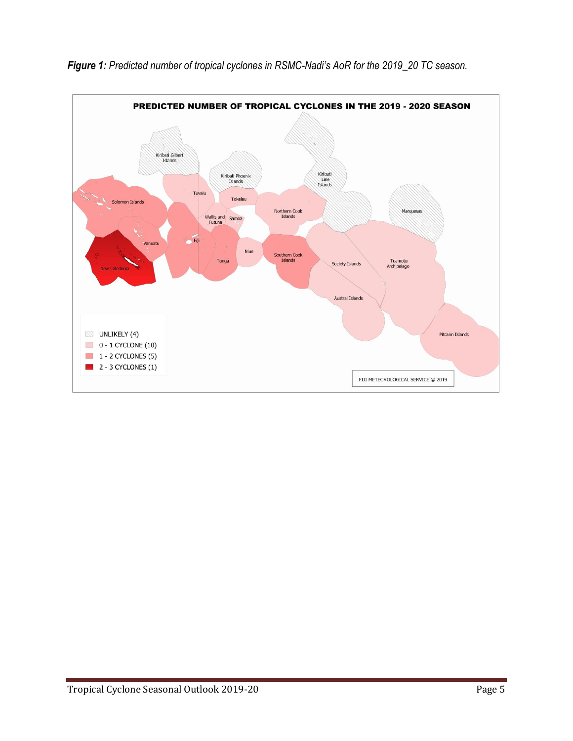***Figure 1:*** *Predicted number of tropical cyclones in RSMC-Nadi's AoR for the 2019_20 TC season.*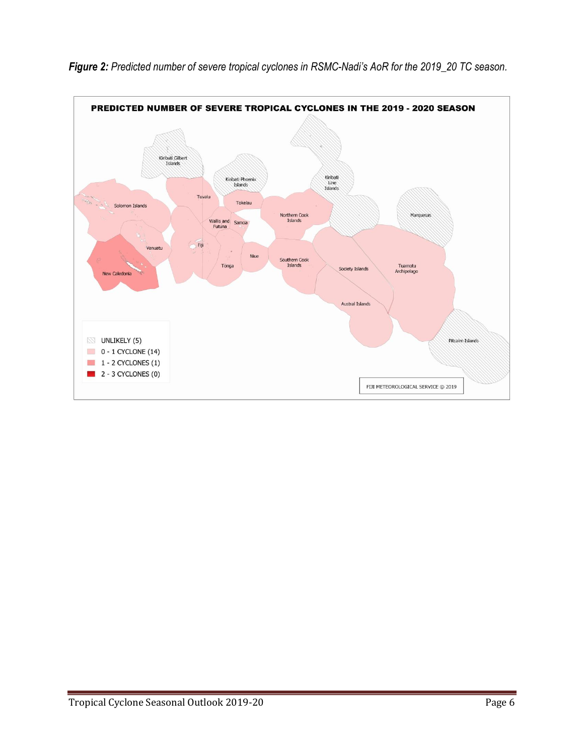***Figure 2:*** *Predicted number of severe tropical cyclones in RSMC-Nadi's AoR for the 2019_20 TC season.*

PREDICTED NUMBER OF SEVERE TROPICAL CYCLONES IN THE 2019 - 2020 SEASON

Kiribati Gilbert Islands, Kiribati Phoenix Islands, Kiribati Line Islands, Solomon Islands, Tuvalu, Tokelau, Northern Cook Islands, Marquesas, Wallis and Futuna, Samoa, Vanuatu, Fiji, Niue, Southern Cook Islands, Society Islands, Tuamotu Archipelago, New Caledonia, Tonga, Austral Islands, Pitcairn Islands

- UNLIKELY (5)
- 0 - 1 CYCLONE (14)
- 1 - 2 CYCLONES (1)
- 2 - 3 CYCLONES (0)

FIJI METEOROLOGICAL SERVICE © 2019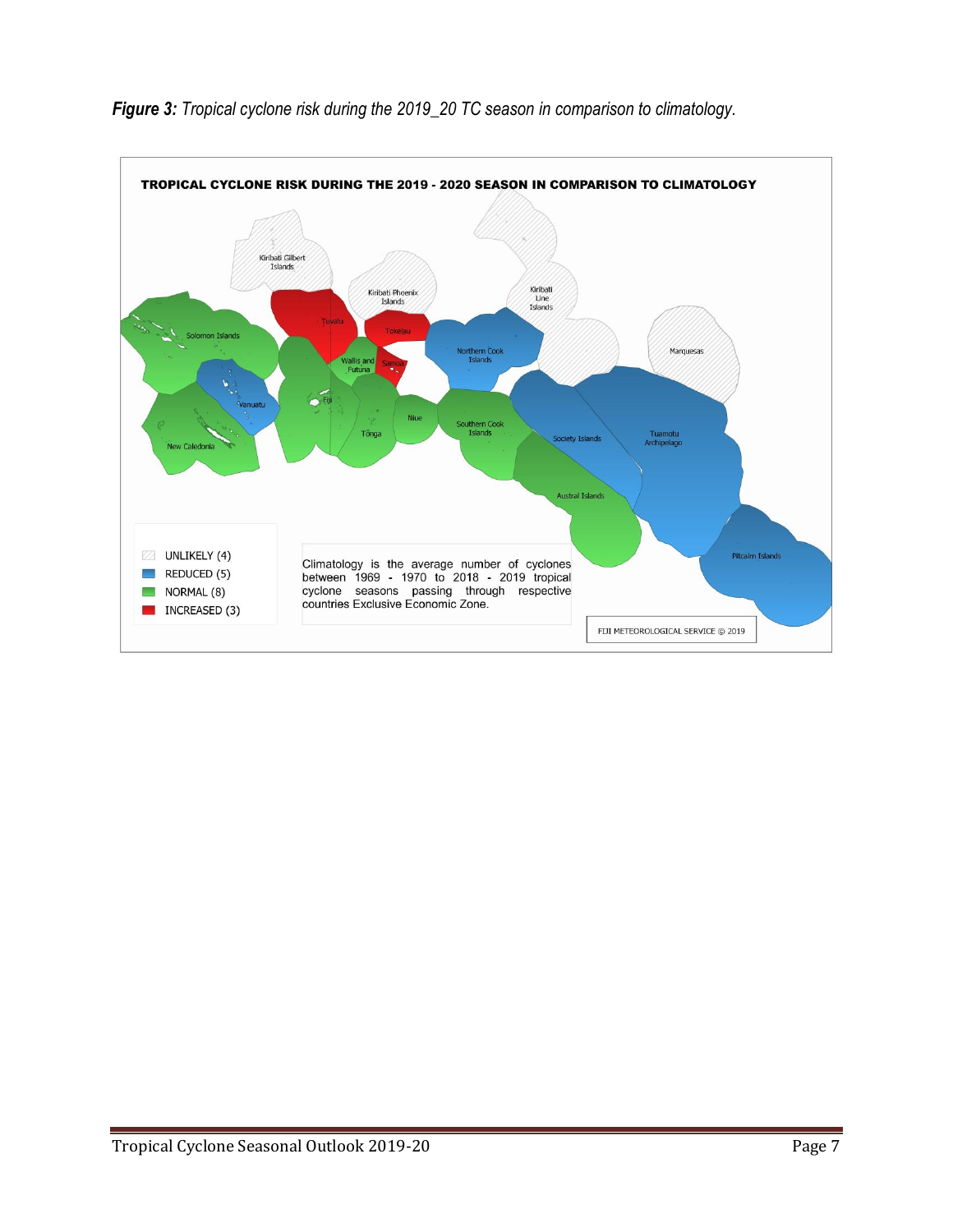***Figure 3:*** *Tropical cyclone risk during the 2019_20 TC season in comparison to climatology.*

TROPICAL CYCLONE RISK DURING THE 2019 - 2020 SEASON IN COMPARISON TO CLIMATOLOGY

UNLIKELY (4)
REDUCED (5)
NORMAL (8)
INCREASED (3)

Climatology is the average number of cyclones between 1969 - 1970 to 2018 - 2019 tropical cyclone seasons passing through respective countries Exclusive Economic Zone.

FIJI METEOROLOGICAL SERVICE © 2019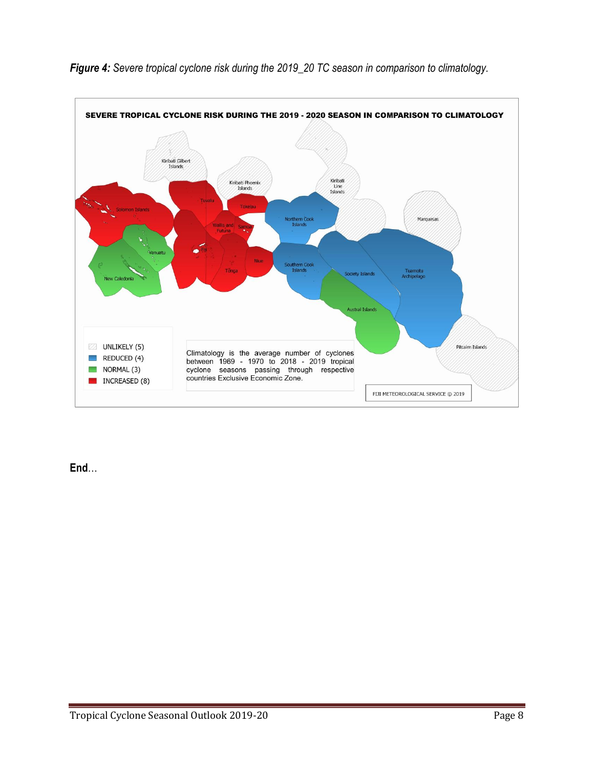***Figure 4:*** *Severe tropical cyclone risk during the 2019_20 TC season in comparison to climatology.*

SEVERE TROPICAL CYCLONE RISK DURING THE 2019 - 2020 SEASON IN COMPARISON TO CLIMATOLOGY

Kiribati Gilbert Islands

Kiribati Phoenix Islands

Kiribati Line Islands

Tuvalu

Tokelau

Solomon Islands

Northern Cook Islands

Marquesas

Wallis and Futuna

Samoa

Vanuatu

Fiji

Niue

Southern Cook Islands

Society Islands

Tuamotu Archipelago

New Caledonia

Tonga

Austral Islands

Pitcairn Islands

UNLIKELY (5)

REDUCED (4)

NORMAL (3)

INCREASED (8)

Climatology is the average number of cyclones between 1969 - 1970 to 2018 - 2019 tropical cyclone seasons passing through respective countries Exclusive Economic Zone.

FIJI METEOROLOGICAL SERVICE © 2019

**End**…